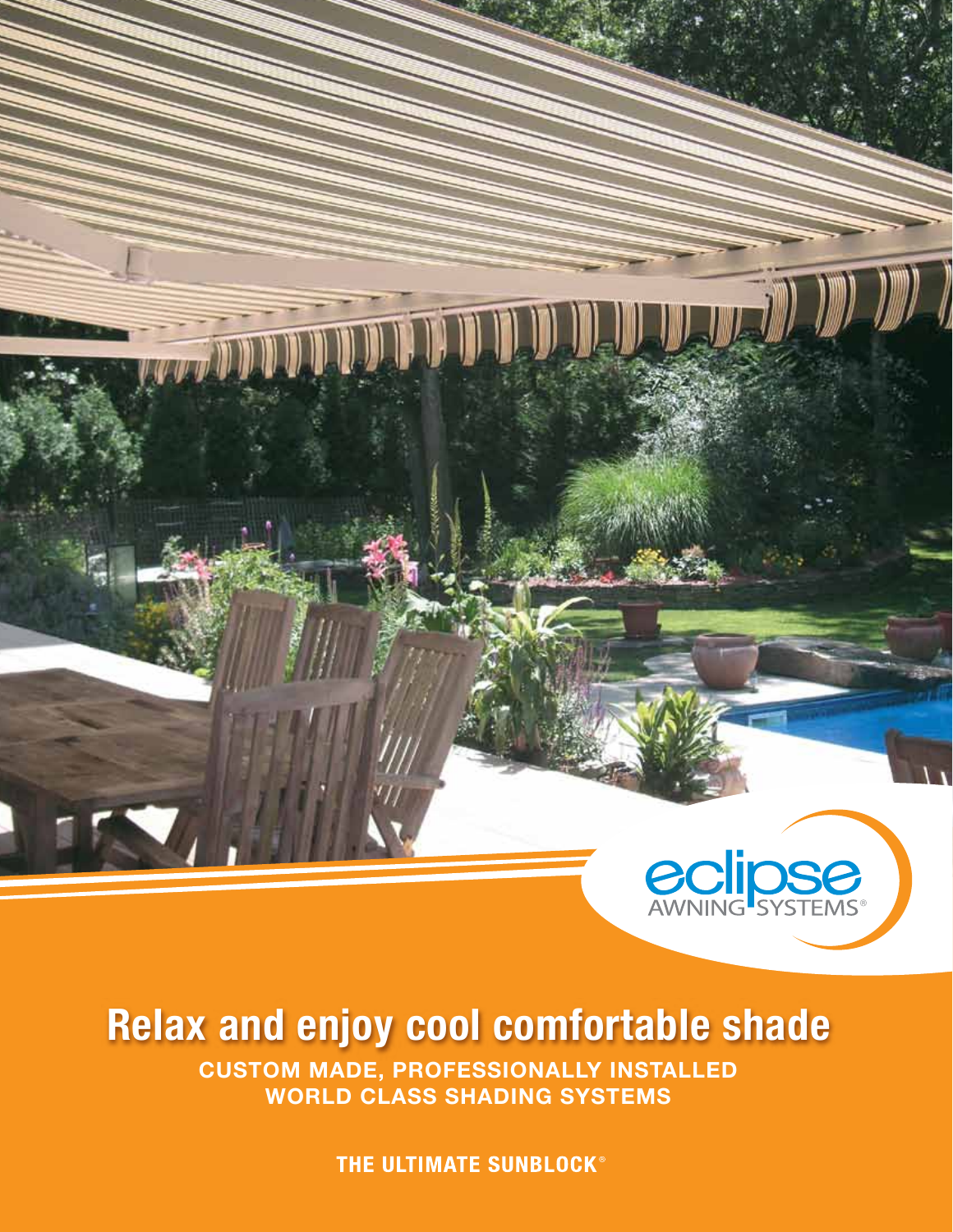eclipse AWNING SYSTEMS®

# Relax and enjoy cool comfortable shade

**CUSTOM MADE, PROFESSIONALLY INSTALLED WORLD CLASS SHADING SYSTEMS**

**THE ULTIMATE SUNBLOCK®**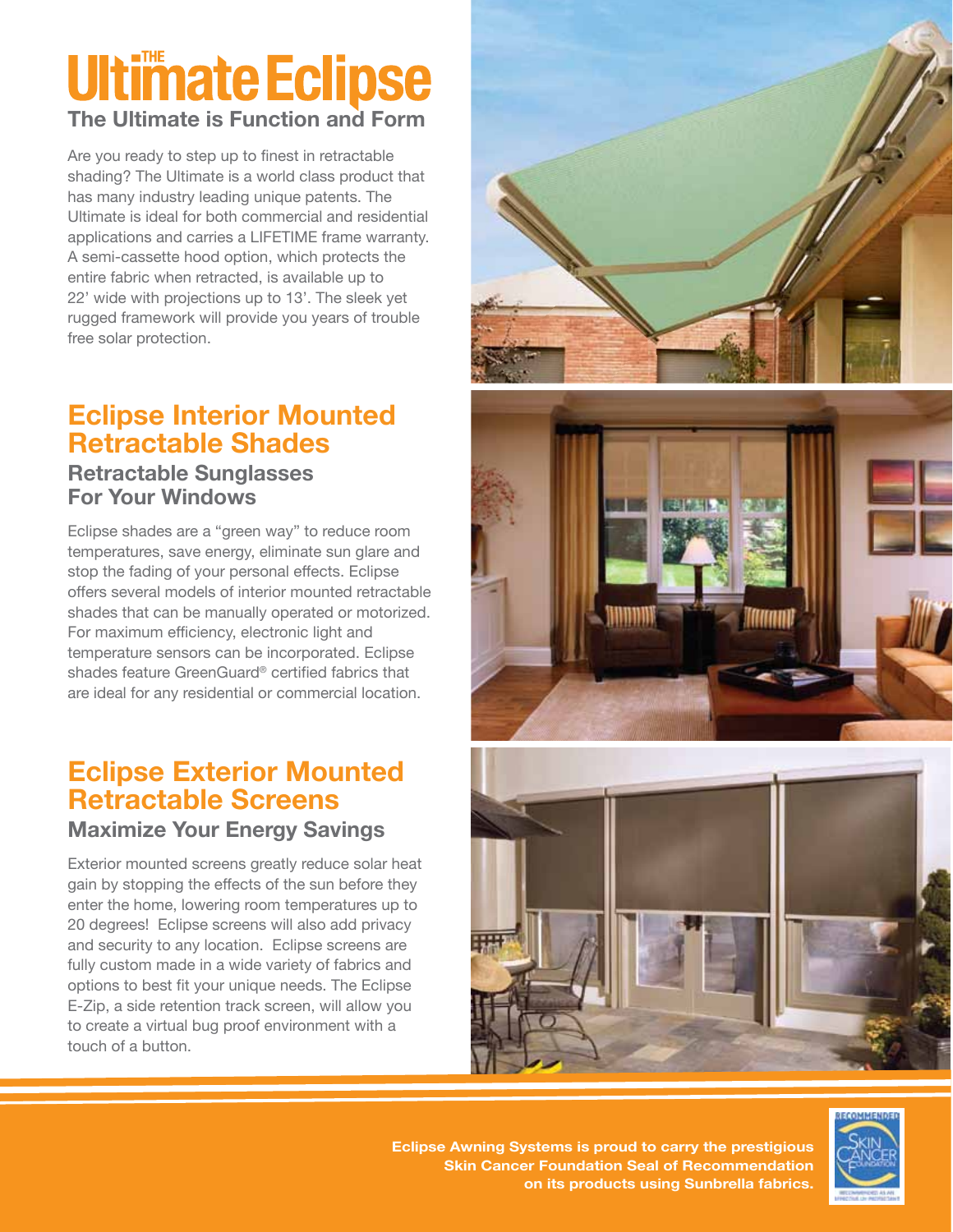# THE Ultimate Eclipse

## The Ultimate is Function and Form

Are you ready to step up to finest in retractable shading? The Ultimate is a world class product that has many industry leading unique patents. The Ultimate is ideal for both commercial and residential applications and carries a LIFETIME frame warranty. A semi-cassette hood option, which protects the entire fabric when retracted, is available up to 22' wide with projections up to 13'. The sleek yet rugged framework will provide you years of trouble free solar protection.

# Eclipse Interior Mounted Retractable Shades

## Retractable Sunglasses For Your Windows

Eclipse shades are a "green way" to reduce room temperatures, save energy, eliminate sun glare and stop the fading of your personal effects. Eclipse offers several models of interior mounted retractable shades that can be manually operated or motorized. For maximum efficiency, electronic light and temperature sensors can be incorporated. Eclipse shades feature GreenGuard® certified fabrics that are ideal for any residential or commercial location.

# Eclipse Exterior Mounted Retractable Screens

## Maximize Your Energy Savings

Exterior mounted screens greatly reduce solar heat gain by stopping the effects of the sun before they enter the home, lowering room temperatures up to 20 degrees! Eclipse screens will also add privacy and security to any location. Eclipse screens are fully custom made in a wide variety of fabrics and options to best fit your unique needs. The Eclipse E-Zip, a side retention track screen, will allow you to create a virtual bug proof environment with a touch of a button.

**Eclipse Awning Systems is proud to carry the prestigious Skin Cancer Foundation Seal of Recommendation on its products using Sunbrella fabrics.**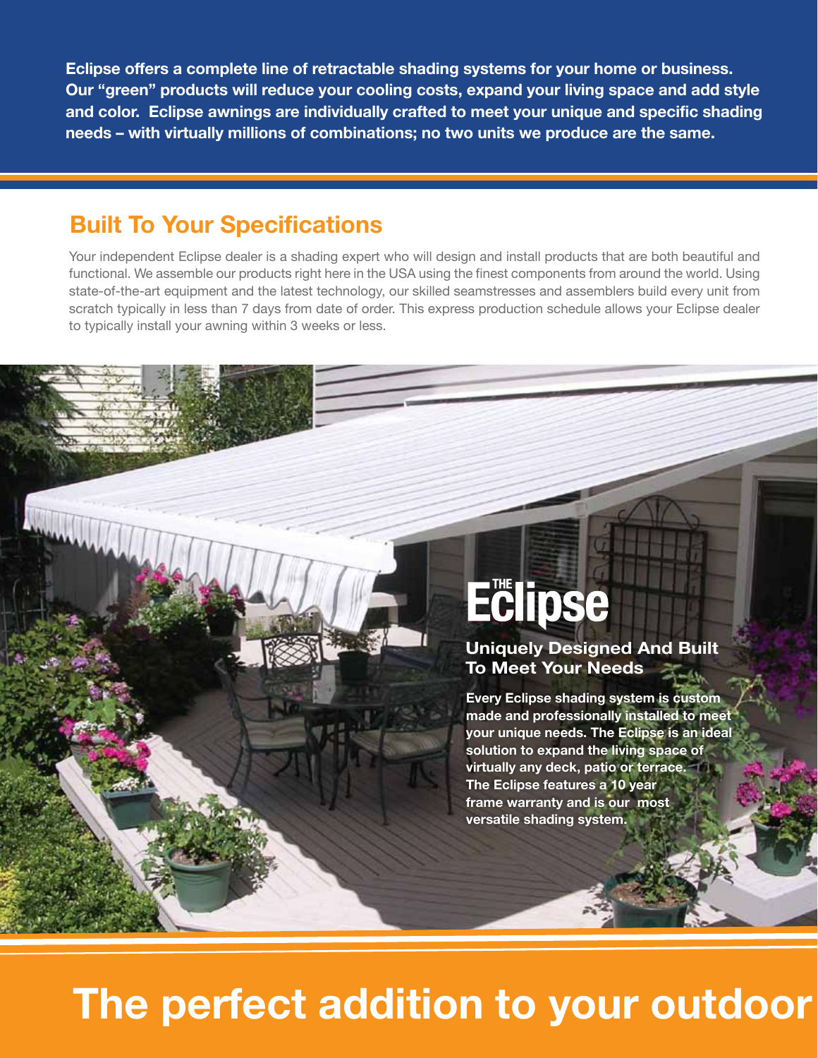**Eclipse offers a complete line of retractable shading systems for your home or business. Our "green" products will reduce your cooling costs, expand your living space and add style and color. Eclipse awnings are individually crafted to meet your unique and specific shading needs – with virtually millions of combinations; no two units we produce are the same.**

## Built To Your Specifications

Your independent Eclipse dealer is a shading expert who will design and install products that are both beautiful and functional. We assemble our products right here in the USA using the finest components from around the world. Using state-of-the-art equipment and the latest technology, our skilled seamstresses and assemblers build every unit from scratch typically in less than 7 days from date of order. This express production schedule allows your Eclipse dealer to typically install your awning within 3 weeks or less.

# THE Eclipse

### Uniquely Designed And Built To Meet Your Needs

**Every Eclipse shading system is custom made and professionally installed to meet your unique needs. The Eclipse is an ideal solution to expand the living space of virtually any deck, patio or terrace. The Eclipse features a 10 year frame warranty and is our most versatile shading system.**

# The perfect addition to your outdoor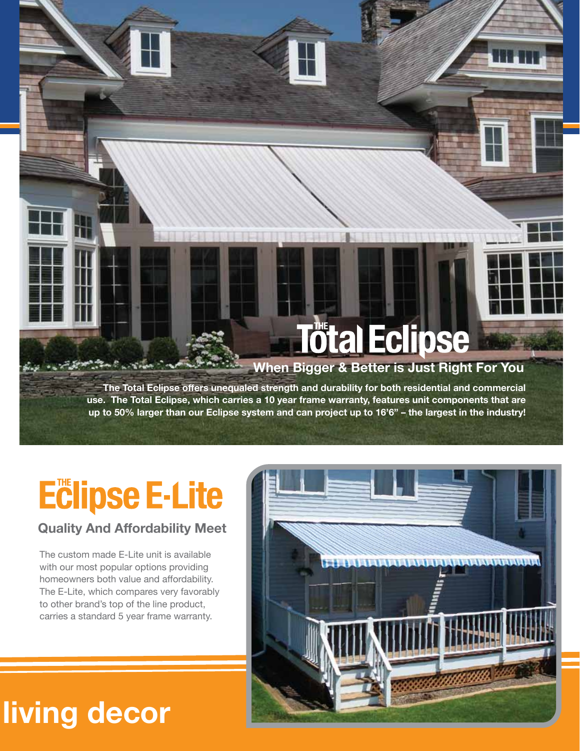# THE Total Eclipse

## When Bigger & Better is Just Right For You

**The Total Eclipse offers unequaled strength and durability for both residential and commercial use. The Total Eclipse, which carries a 10 year frame warranty, features unit components that are up to 50% larger than our Eclipse system and can project up to 16'6" – the largest in the industry!**

# THE Eclipse E-Lite

## Quality And Affordability Meet

The custom made E-Lite unit is available with our most popular options providing homeowners both value and affordability. The E-Lite, which compares very favorably to other brand's top of the line product, carries a standard 5 year frame warranty.

**living decor**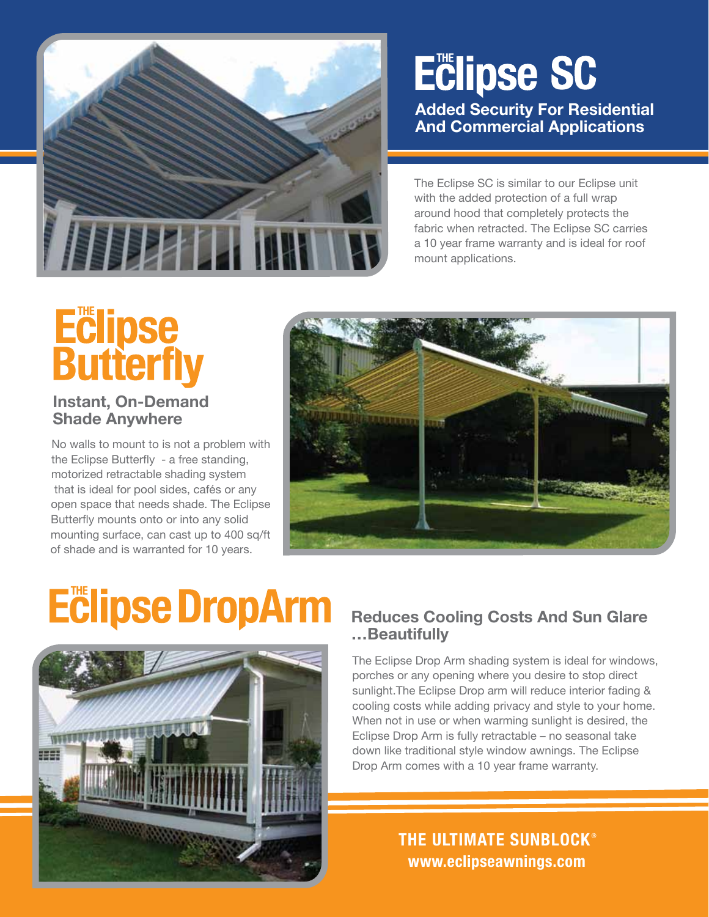# THE Eclipse SC

**Added Security For Residential And Commercial Applications**

The Eclipse SC is similar to our Eclipse unit with the added protection of a full wrap around hood that completely protects the fabric when retracted. The Eclipse SC carries a 10 year frame warranty and is ideal for roof mount applications.

# THE Eclipse Butterfly

## Instant, On-Demand Shade Anywhere

No walls to mount to is not a problem with the Eclipse Butterfly - a free standing, motorized retractable shading system that is ideal for pool sides, cafés or any open space that needs shade. The Eclipse Butterfly mounts onto or into any solid mounting surface, can cast up to 400 sq/ft of shade and is warranted for 10 years.

# THE Eclipse DropArm

## Reduces Cooling Costs And Sun Glare …Beautifully

The Eclipse Drop Arm shading system is ideal for windows, porches or any opening where you desire to stop direct sunlight.The Eclipse Drop arm will reduce interior fading & cooling costs while adding privacy and style to your home. When not in use or when warming sunlight is desired, the Eclipse Drop Arm is fully retractable – no seasonal take down like traditional style window awnings. The Eclipse Drop Arm comes with a 10 year frame warranty.

**THE ULTIMATE SUNBLOCK®**
**www.eclipseawnings.com**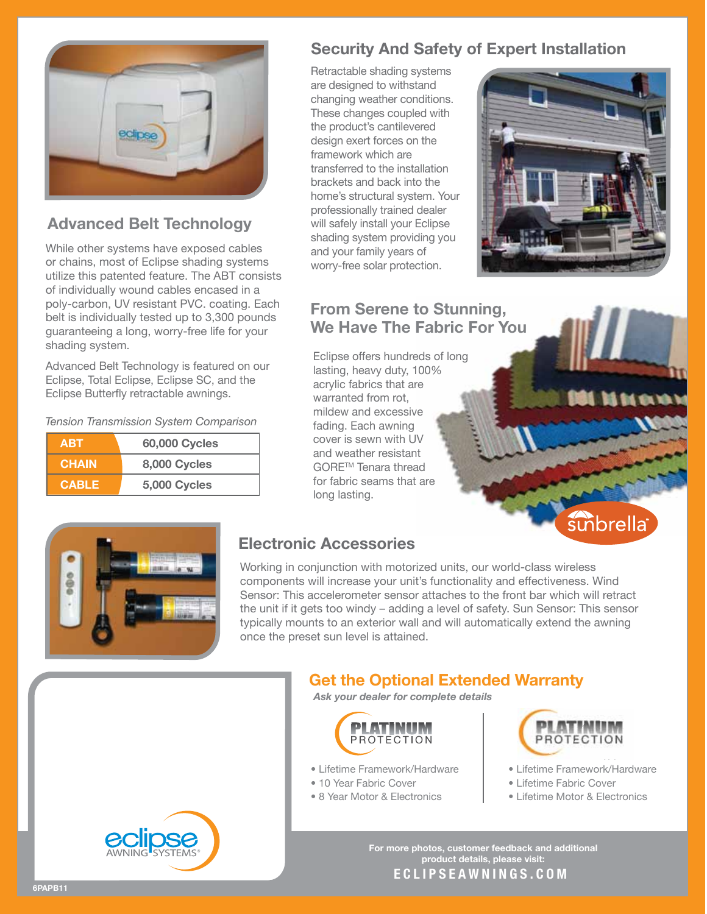## Advanced Belt Technology

While other systems have exposed cables or chains, most of Eclipse shading systems utilize this patented feature. The ABT consists of individually wound cables encased in a poly-carbon, UV resistant PVC. coating. Each belt is individually tested up to 3,300 pounds guaranteeing a long, worry-free life for your shading system.

Advanced Belt Technology is featured on our Eclipse, Total Eclipse, Eclipse SC, and the Eclipse Butterfly retractable awnings.

*Tension Transmission System Comparison*

| | |
|---|---|
| **ABT** | **60,000 Cycles** |
| **CHAIN** | **8,000 Cycles** |
| **CABLE** | **5,000 Cycles** |

## Security And Safety of Expert Installation

Retractable shading systems are designed to withstand changing weather conditions. These changes coupled with the product's cantilevered design exert forces on the framework which are transferred to the installation brackets and back into the home's structural system. Your professionally trained dealer will safely install your Eclipse shading system providing you and your family years of worry-free solar protection.

## From Serene to Stunning, We Have The Fabric For You

Eclipse offers hundreds of long lasting, heavy duty, 100% acrylic fabrics that are warranted from rot, mildew and excessive fading. Each awning cover is sewn with UV and weather resistant GORE™ Tenara thread for fabric seams that are long lasting.

sunbrella®

## Electronic Accessories

Working in conjunction with motorized units, our world-class wireless components will increase your unit's functionality and effectiveness. Wind Sensor: This accelerometer sensor attaches to the front bar which will retract the unit if it gets too windy – adding a level of safety. Sun Sensor: This sensor typically mounts to an exterior wall and will automatically extend the awning once the preset sun level is attained.

## Get the Optional Extended Warranty

***Ask your dealer for complete details***

**PLATINUM PROTECTION**

- Lifetime Framework/Hardware
- 10 Year Fabric Cover
- 8 Year Motor & Electronics

**PLATINUM PROTECTION**

- Lifetime Framework/Hardware
- Lifetime Fabric Cover
- Lifetime Motor & Electronics

eclipse AWNING SYSTEMS®

**For more photos, customer feedback and additional product details, please visit:**

**ECLIPSEAWNINGS.COM**

6PAPB11